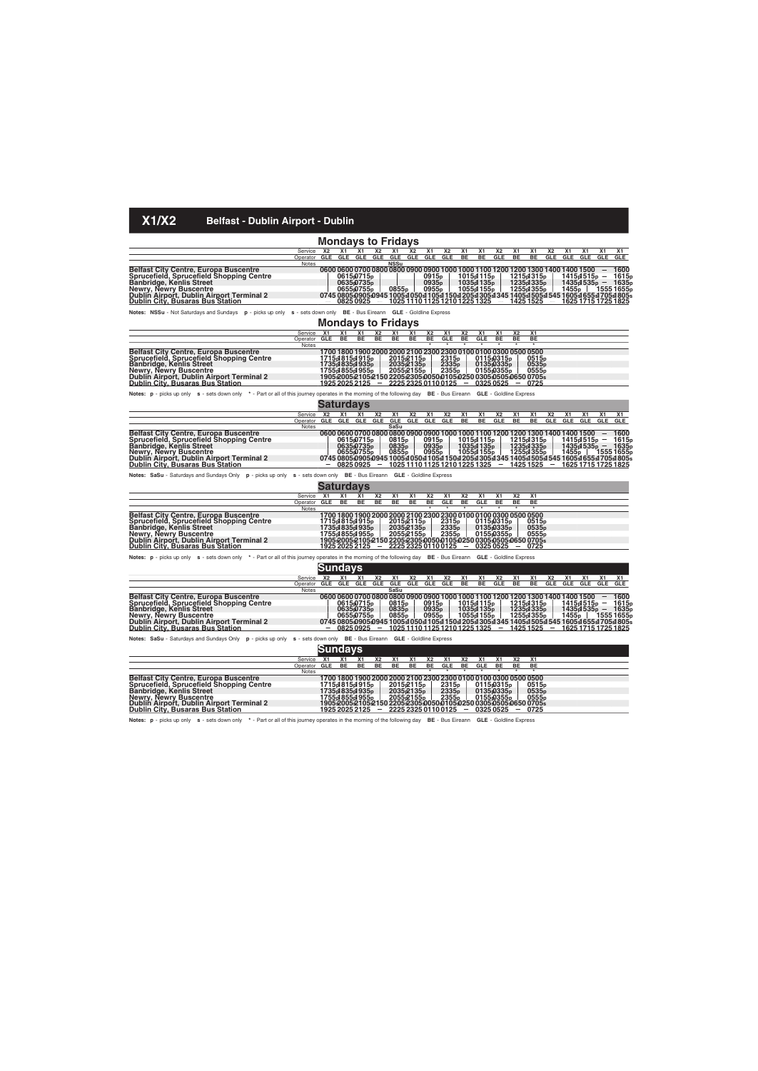# X1/X2 Belfast - Dublin Airport - Dublin

## Mondays to Fridays

| Service | X2 | X1 | X1 | X2 | X1 | X2 | X1 | X2 | X1 | X1 | X2 | X1 | X1 | X2 | X1 | X1 | X1 | X1 |
|---|---|---|---|---|---|---|---|---|---|---|---|---|---|---|---|---|---|---|
| Operator | GLE | GLE | GLE | GLE | GLE | GLE | GLE | GLE | BE | BE | GLE | BE | BE | GLE | GLE | GLE | GLE | GLE |
| Notes | | | | | NSSu | | | | | | | | | | | | | |
| Belfast City Centre, Europa Buscentre | 0600 | 0600 | 0700 | 0800 | 0800 | 0900 | 0900 | 1000 | 1000 | 1100 | 1200 | 1200 | 1300 | 1400 | 1400 | 1500 | – | 1600 |
| Sprucefield, Sprucefield Shopping Centre | | 0615p | 0715p | | | | 0915p | | 1015p | 1115p | | 1215p | 1315p | | 1415p | 1515p | – | 1615p |
| Banbridge, Kenlis Street | | 0635p | 0735p | | | | 0935p | | 1035p | 1135p | | 1235p | 1335p | | 1435p | 1535p | – | 1635p |
| Newry, Newry Buscentre | | 0655p | 0755p | | 0855p | | 0955p | | 1055p | 1155p | | 1255p | 1355p | | 1455p | | 1555 | 1655p |
| Dublin Airport, Dublin Airport Terminal 2 | 0745 | 0805s | 0905s | 0945 | 1005s | 1050s | 1105s | 1150s | 1205s | 1305s | 1345 | 1405s | 1505s | 1545 | 1605s | 1655s | 1705s | 1805s |
| Dublin City, Busaras Bus Station | — | 0825 | 0925 | — | 1025 | 1110 | 1125 | 1210 | 1225 | 1325 | — | 1425 | 1525 | — | 1625 | 1715 | 1725 | 1825 |

**Notes:** **NSSu** - Not Saturdays and Sundays **p** - picks up only **s** - sets down only **BE** - Bus Eireann **GLE** - Goldline Express

## Mondays to Fridays

| Service | X1 | X1 | X1 | X2 | X1 | X1 | X2 | X1 | X2 | X1 | X1 | X2 | X1 |
|---|---|---|---|---|---|---|---|---|---|---|---|---|---|
| Operator | GLE | BE | BE | BE | BE | BE | BE | GLE | BE | GLE | BE | BE | BE |
| Notes | | | | | | | * | * | * | * | * | * | * |
| Belfast City Centre, Europa Buscentre | 1700 | 1800 | 1900 | 2000 | 2000 | 2100 | 2300 | 2300 | 0100 | 0100 | 0300 | 0500 | 0500 |
| Sprucefield, Sprucefield Shopping Centre | 1715 | 1815 | 1915p | | 2015 | 2115p | | 2315p | | 0115 | 0315p | | 0515p |
| Banbridge, Kenlis Street | 1735 | 1835 | 1935p | | 2035 | 2135p | | 2335p | | 0135 | 0335p | | 0535p |
| Newry, Newry Buscentre | 1755 | 1855 | 1955p | | 2055 | 2155p | | 2355p | | 0155 | 0355p | | 0555p |
| Dublin Airport, Dublin Airport Terminal 2 | 1905s | 2005s | 2105s | 2150 | 2205s | 2305s | 0050s | 0105s | 0250 | 0305s | 0505s | 0650 | 0705s |
| Dublin City, Busaras Bus Station | 1925 | 2025 | 2125 | – | 2225 | 2325 | 0110 | 0125 | – | 0325 | 0525 | – | 0725 |

**Notes:** **p** - picks up only **s** - sets down only **\*** - Part or all of this journey operates in the morning of the following day **BE** - Bus Eireann **GLE** - Goldline Express

## Saturdays

| Service | X2 | X1 | X1 | X2 | X1 | X2 | X1 | X2 | X1 | X1 | X2 | X1 | X1 | X2 | X1 | X1 | X1 | X1 |
|---|---|---|---|---|---|---|---|---|---|---|---|---|---|---|---|---|---|---|
| Operator | GLE | GLE | GLE | GLE | GLE | GLE | GLE | GLE | BE | BE | GLE | BE | BE | GLE | GLE | GLE | GLE | GLE |
| Notes | | | | | SaSu | | | | | | | | | | | | | |
| Belfast City Centre, Europa Buscentre | 0600 | 0600 | 0700 | 0800 | 0800 | 0900 | 0900 | 1000 | 1000 | 1100 | 1200 | 1200 | 1300 | 1400 | 1400 | 1500 | – | 1600 |
| Sprucefield, Sprucefield Shopping Centre | | 0615p | 0715p | | 0815p | | 0915p | | 1015p | 1115p | | 1215p | 1315p | | 1415p | 1515p | – | 1615p |
| Banbridge, Kenlis Street | | 0635p | 0735p | | 0835p | | 0935p | | 1035p | 1135p | | 1235p | 1335p | | 1435p | 1535p | – | 1635p |
| Newry, Newry Buscentre | | 0655p | 0755p | | 0855p | | 0955p | | 1055p | 1155p | | 1255p | 1355p | | 1455p | | 1555 | 1655p |
| Dublin Airport, Dublin Airport Terminal 2 | 0745 | 0805s | 0905s | 0945 | 1005s | 1050s | 1105s | 1150s | 1205s | 1305s | 1345 | 1405s | 1505s | 1545 | 1605s | 1655s | 1705s | 1805s |
| Dublin City, Busaras Bus Station | — | 0825 | 0925 | — | 1025 | 1110 | 1125 | 1210 | 1225 | 1325 | — | 1425 | 1525 | — | 1625 | 1715 | 1725 | 1825 |

**Notes:** **SaSu** - Saturdays and Sundays Only **p** - picks up only **s** - sets down only **BE** - Bus Eireann **GLE** - Goldline Express

## Saturdays

| Service | X1 | X1 | X1 | X2 | X1 | X1 | X2 | X1 | X2 | X1 | X1 | X2 | X1 |
|---|---|---|---|---|---|---|---|---|---|---|---|---|---|
| Operator | GLE | BE | BE | BE | BE | BE | BE | GLE | BE | GLE | BE | BE | BE |
| Notes | | | | | | | * | * | * | * | * | * | * |
| Belfast City Centre, Europa Buscentre | 1700 | 1800 | 1900 | 2000 | 2000 | 2100 | 2300 | 2300 | 0100 | 0100 | 0300 | 0500 | 0500 |
| Sprucefield, Sprucefield Shopping Centre | 1715 | 1815 | 1915p | | 2015 | 2115p | | 2315p | | 0115 | 0315p | | 0515p |
| Banbridge, Kenlis Street | 1735 | 1835 | 1935p | | 2035 | 2135p | | 2335p | | 0135 | 0335p | | 0535p |
| Newry, Newry Buscentre | 1755 | 1855 | 1955p | | 2055 | 2155p | | 2355p | | 0155 | 0355p | | 0555p |
| Dublin Airport, Dublin Airport Terminal 2 | 1905s | 2005s | 2105s | 2150 | 2205s | 2305s | 0050s | 0105s | 0250 | 0305s | 0505s | 0650 | 0705s |
| Dublin City, Busaras Bus Station | 1925 | 2025 | 2125 | – | 2225 | 2325 | 0110 | 0125 | – | 0325 | 0525 | – | 0725 |

**Notes:** **p** - picks up only **s** - sets down only **\*** - Part or all of this journey operates in the morning of the following day **BE** - Bus Eireann **GLE** - Goldline Express

## Sundays

| Service | X2 | X1 | X1 | X2 | X1 | X2 | X1 | X2 | X1 | X1 | X2 | X1 | X1 | X2 | X1 | X1 | X1 | X1 |
|---|---|---|---|---|---|---|---|---|---|---|---|---|---|---|---|---|---|---|
| Operator | GLE | GLE | GLE | GLE | GLE | GLE | GLE | GLE | BE | BE | GLE | BE | BE | GLE | GLE | GLE | GLE | GLE |
| Notes | | | | | SaSu | | | | | | | | | | | | | |
| Belfast City Centre, Europa Buscentre | 0600 | 0600 | 0700 | 0800 | 0800 | 0900 | 0900 | 1000 | 1000 | 1100 | 1200 | 1200 | 1300 | 1400 | 1400 | 1500 | – | 1600 |
| Sprucefield, Sprucefield Shopping Centre | | 0615p | 0715p | | 0815p | | 0915p | | 1015p | 1115p | | 1215p | 1315p | | 1415p | 1515p | – | 1615p |
| Banbridge, Kenlis Street | | 0635p | 0735p | | 0835p | | 0935p | | 1035p | 1135p | | 1235p | 1335p | | 1435p | 1535p | – | 1635p |
| Newry, Newry Buscentre | | 0655p | 0755p | | 0855p | | 0955p | | 1055p | 1155p | | 1255p | 1355p | | 1455p | | 1555 | 1655p |
| Dublin Airport, Dublin Airport Terminal 2 | 0745 | 0805s | 0905s | 0945 | 1005s | 1050s | 1105s | 1150s | 1205s | 1305s | 1345 | 1405s | 1505s | 1545 | 1605s | 1655s | 1705s | 1805s |
| Dublin City, Busaras Bus Station | — | 0825 | 0925 | — | 1025 | 1110 | 1125 | 1210 | 1225 | 1325 | — | 1425 | 1525 | — | 1625 | 1715 | 1725 | 1825 |

**Notes:** **SaSu** - Saturdays and Sundays Only **p** - picks up only **s** - sets down only **BE** - Bus Eireann **GLE** - Goldline Express

## Sundays

| Service | X1 | X1 | X1 | X2 | X1 | X1 | X2 | X1 | X2 | X1 | X1 | X2 | X1 |
|---|---|---|---|---|---|---|---|---|---|---|---|---|---|
| Operator | GLE | BE | BE | BE | BE | BE | BE | GLE | BE | GLE | BE | BE | BE |
| Notes | | | | | | | * | * | * | * | * | * | * |
| Belfast City Centre, Europa Buscentre | 1700 | 1800 | 1900 | 2000 | 2000 | 2100 | 2300 | 2300 | 0100 | 0100 | 0300 | 0500 | 0500 |
| Sprucefield, Sprucefield Shopping Centre | 1715 | 1815 | 1915p | | 2015 | 2115p | | 2315p | | 0115 | 0315p | | 0515p |
| Banbridge, Kenlis Street | 1735 | 1835 | 1935p | | 2035 | 2135p | | 2335p | | 0135 | 0335p | | 0535p |
| Newry, Newry Buscentre | 1755 | 1855 | 1955p | | 2055 | 2155p | | 2355p | | 0155 | 0355p | | 0555p |
| Dublin Airport, Dublin Airport Terminal 2 | 1905s | 2005s | 2105s | 2150 | 2205s | 2305s | 0050s | 0105s | 0250 | 0305s | 0505s | 0650 | 0705s |
| Dublin City, Busaras Bus Station | 1925 | 2025 | 2125 | – | 2225 | 2325 | 0110 | 0125 | – | 0325 | 0525 | – | 0725 |

**Notes:** **p** - picks up only **s** - sets down only **\*** - Part or all of this journey operates in the morning of the following day **BE** - Bus Eireann **GLE** - Goldline Express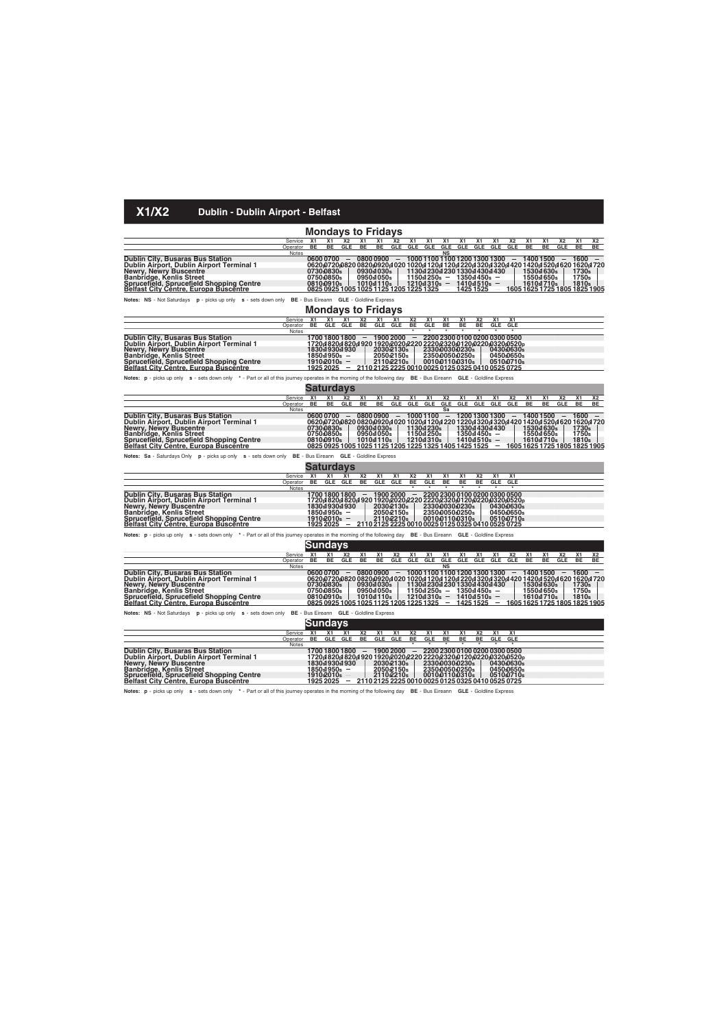# X1/X2 Dublin - Dublin Airport - Belfast

## Mondays to Fridays

| Service | X1 | X1 | X2 | X1 | X1 | X2 | X1 | X1 | X1 | X1 | X1 | X1 | X2 | X1 | X1 | X2 | X1 | X2 |
|---|---|---|---|---|---|---|---|---|---|---|---|---|---|---|---|---|---|---|
| Operator | BE | BE | GLE | BE | BE | GLE | GLE | GLE | GLE | GLE | GLE | GLE | GLE | BE | BE | GLE | BE | BE |
| Notes | | | | | | | | | NS | | | | | | | | | |
| Dublin City, Busaras Bus Station | 0600 | 0700 | – | 0800 | 0900 | – | 1000 | 1100 | 1100 | 1200 | 1300 | 1300 | – | 1400 | 1500 | – | 1600 | – |
| Dublin Airport, Dublin Airport Terminal 1 | 0620p | 0720p | 0820 | 0820p | 0920p | 1020 | 1020p | 1120p | 1120p | 1220p | 1320p | 1320p | 1420 | 1420p | 1520p | 1620 | 1620p | 1720 |
| Newry, Newry Buscentre | 0730s | 0830s | | 0930s | 1030s | | 1130s | 1230s | 1230 | 1330s | 1430s | 1430 | | 1530s | 1630s | | 1730s | |
| Banbridge, Kenlis Street | 0750s | 0850s | | 0950s | 1050s | | 1150s | 1250s | – | 1350s | 1450s | – | | 1550s | 1650s | | 1750s | |
| Sprucefield, Sprucefield Shopping Centre | 0810s | 0910s | | 1010s | 1110s | | 1210s | 1310s | – | 1410s | 1510s | – | | 1610s | 1710s | | 1810s | |
| Belfast City Centre, Europa Buscentre | 0825 | 0925 | 1005 | 1025 | 1125 | 1205 | 1225 | 1325 | | 1425 | 1525 | | 1605 | 1625 | 1725 | 1805 | 1825 | 1905 |

**Notes:** **NS** - Not Saturdays **p** - picks up only **s** - sets down only **BE** - Bus Eireann **GLE** - Goldline Express

## Mondays to Fridays

| Service | X1 | X1 | X1 | X2 | X1 | X1 | X2 | X1 | X1 | X1 | X2 | X1 | X1 |
|---|---|---|---|---|---|---|---|---|---|---|---|---|---|
| Operator | BE | GLE | GLE | BE | GLE | GLE | BE | GLE | BE | BE | BE | GLE | GLE |
| Notes | | | | | | | * | * | * | * | * | * | * |
| Dublin City, Busaras Bus Station | 1700 | 1800 | 1800 | – | 1900 | 2000 | – | 2200 | 2300 | 0100 | 0200 | 0300 | 0500 |
| Dublin Airport, Dublin Airport Terminal 1 | 1720p | 1820p | 1820p | 1920 | 1920p | 2020p | 2220 | 2220p | 2320p | 0120p | 0220p | 0320p | 0520p |
| Newry, Newry Buscentre | 1830s | 1930s | 1930 | | 2030s | 2130s | | 2330s | 0030s | 0230s | | 0430s | 0630s |
| Banbridge, Kenlis Street | 1850s | 1950s | – | | 2050s | 2150s | | 2350s | 0050s | 0250s | | 0450s | 0650s |
| Sprucefield, Sprucefield Shopping Centre | 1910s | 2010s | – | | 2110s | 2210s | | 0010s | 0110s | 0310s | | 0510s | 0710s |
| Belfast City Centre, Europa Buscentre | 1925 | 2025 | – | 2110 | 2125 | 2225 | 0010 | 0025 | 0125 | 0325 | 0410 | 0525 | 0725 |

**Notes:** **p** - picks up only **s** - sets down only **\*** - Part or all of this journey operates in the morning of the following day **BE** - Bus Eireann **GLE** - Goldline Express

## Saturdays

| Service | X1 | X1 | X2 | X1 | X1 | X2 | X1 | X1 | X2 | X1 | X1 | X1 | X2 | X1 | X1 | X2 | X1 | X2 |
|---|---|---|---|---|---|---|---|---|---|---|---|---|---|---|---|---|---|---|
| Operator | BE | BE | GLE | BE | BE | GLE | GLE | GLE | GLE | GLE | GLE | GLE | GLE | BE | BE | GLE | BE | BE |
| Notes | | | | | | | | | Sa | | | | | | | | | |
| Dublin City, Busaras Bus Station | 0600 | 0700 | – | 0800 | 0900 | – | 1000 | 1100 | – | 1200 | 1300 | 1300 | – | 1400 | 1500 | – | 1600 | – |
| Dublin Airport, Dublin Airport Terminal 1 | 0620p | 0720p | 0820 | 0820p | 0920p | 1020 | 1020p | 1120p | 1220 | 1220p | 1320p | 1320p | 1420 | 1420p | 1520p | 1620 | 1620p | 1720 |
| Newry, Newry Buscentre | 0730s | 0830s | | 0930s | 1030s | | 1130s | 1230s | | 1330s | 1430s | 1430 | | 1530s | 1630s | | 1730s | |
| Banbridge, Kenlis Street | 0750s | 0850s | | 0950s | 1050s | | 1150s | 1250s | | 1350s | 1450s | – | | 1550s | 1650s | | 1750s | |
| Sprucefield, Sprucefield Shopping Centre | 0810s | 0910s | | 1010s | 1110s | | 1210s | 1310s | | 1410s | 1510s | – | | 1610s | 1710s | | 1810s | |
| Belfast City Centre, Europa Buscentre | 0825 | 0925 | 1005 | 1025 | 1125 | 1205 | 1225 | 1325 | 1405 | 1425 | 1525 | – | 1605 | 1625 | 1725 | 1805 | 1825 | 1905 |

**Notes:** **Sa** - Saturdays Only **p** - picks up only **s** - sets down only **BE** - Bus Eireann **GLE** - Goldline Express

## Saturdays

| Service | X1 | X1 | X1 | X2 | X1 | X1 | X2 | X1 | X1 | X1 | X2 | X1 | X1 |
|---|---|---|---|---|---|---|---|---|---|---|---|---|---|
| Operator | BE | GLE | GLE | BE | GLE | GLE | BE | GLE | BE | BE | BE | GLE | GLE |
| Notes | | | | | | | * | * | * | * | * | * | * |
| Dublin City, Busaras Bus Station | 1700 | 1800 | 1800 | – | 1900 | 2000 | – | 2200 | 2300 | 0100 | 0200 | 0300 | 0500 |
| Dublin Airport, Dublin Airport Terminal 1 | 1720p | 1820p | 1820p | 1920 | 1920p | 2020p | 2220 | 2220p | 2320p | 0120p | 0220p | 0320p | 0520p |
| Newry, Newry Buscentre | 1830s | 1930s | 1930 | | 2030s | 2130s | | 2330s | 0030s | 0230s | | 0430s | 0630s |
| Banbridge, Kenlis Street | 1850s | 1950s | – | | 2050s | 2150s | | 2350s | 0050s | 0250s | | 0450s | 0650s |
| Sprucefield, Sprucefield Shopping Centre | 1910s | 2010s | – | | 2110s | 2210s | | 0010s | 0110s | 0310s | | 0510s | 0710s |
| Belfast City Centre, Europa Buscentre | 1925 | 2025 | – | 2110 | 2125 | 2225 | 0010 | 0025 | 0125 | 0325 | 0410 | 0525 | 0725 |

**Notes:** **p** - picks up only **s** - sets down only **\*** - Part or all of this journey operates in the morning of the following day **BE** - Bus Eireann **GLE** - Goldline Express

## Sundays

| Service | X1 | X1 | X2 | X1 | X1 | X2 | X1 | X1 | X1 | X1 | X1 | X1 | X2 | X1 | X1 | X2 | X1 | X2 |
|---|---|---|---|---|---|---|---|---|---|---|---|---|---|---|---|---|---|---|
| Operator | BE | BE | GLE | BE | BE | GLE | GLE | GLE | GLE | GLE | GLE | GLE | GLE | BE | BE | GLE | BE | BE |
| Notes | | | | | | | | | NS | | | | | | | | | |
| Dublin City, Busaras Bus Station | 0600 | 0700 | – | 0800 | 0900 | – | 1000 | 1100 | 1100 | 1200 | 1300 | 1300 | – | 1400 | 1500 | – | 1600 | – |
| Dublin Airport, Dublin Airport Terminal 1 | 0620p | 0720p | 0820 | 0820p | 0920p | 1020 | 1020p | 1120p | 1120p | 1220p | 1320p | 1320p | 1420 | 1420p | 1520p | 1620 | 1620p | 1720 |
| Newry, Newry Buscentre | 0730s | 0830s | | 0930s | 1030s | | 1130s | 1230s | 1230 | 1330s | 1430s | 1430 | | 1530s | 1630s | | 1730s | |
| Banbridge, Kenlis Street | 0750s | 0850s | | 0950s | 1050s | | 1150s | 1250s | – | 1350s | 1450s | – | | 1550s | 1650s | | 1750s | |
| Sprucefield, Sprucefield Shopping Centre | 0810s | 0910s | | 1010s | 1110s | | 1210s | 1310s | – | 1410s | 1510s | – | | 1610s | 1710s | | 1810s | |
| Belfast City Centre, Europa Buscentre | 0825 | 0925 | 1005 | 1025 | 1125 | 1205 | 1225 | 1325 | – | 1425 | 1525 | – | 1605 | 1625 | 1725 | 1805 | 1825 | 1905 |

**Notes:** **NS** - Not Saturdays **p** - picks up only **s** - sets down only **BE** - Bus Eireann **GLE** - Goldline Express

## Sundays

| Service | X1 | X1 | X1 | X2 | X1 | X1 | X2 | X1 | X1 | X1 | X2 | X1 | X1 |
|---|---|---|---|---|---|---|---|---|---|---|---|---|---|
| Operator | BE | GLE | GLE | BE | GLE | GLE | BE | GLE | BE | BE | BE | GLE | GLE |
| Notes | | | | | | | * | * | * | * | * | * | * |
| Dublin City, Busaras Bus Station | 1700 | 1800 | 1800 | – | 1900 | 2000 | – | 2200 | 2300 | 0100 | 0200 | 0300 | 0500 |
| Dublin Airport, Dublin Airport Terminal 1 | 1720p | 1820p | 1820p | 1920 | 1920p | 2020p | 2220 | 2220p | 2320p | 0120p | 0220p | 0320p | 0520p |
| Newry, Newry Buscentre | 1830s | 1930s | 1930 | | 2030s | 2130s | | 2330s | 0030s | 0230s | | 0430s | 0630s |
| Banbridge, Kenlis Street | 1850s | 1950s | – | | 2050s | 2150s | | 2350s | 0050s | 0250s | | 0450s | 0650s |
| Sprucefield, Sprucefield Shopping Centre | 1910s | 2010s | | | 2110s | 2210s | | 0010s | 0110s | 0310s | | 0510s | 0710s |
| Belfast City Centre, Europa Buscentre | 1925 | 2025 | – | 2110 | 2125 | 2225 | 0010 | 0025 | 0125 | 0325 | 0410 | 0525 | 0725 |

**Notes:** **p** - picks up only **s** - sets down only **\*** - Part or all of this journey operates in the morning of the following day **BE** - Bus Eireann **GLE** - Goldline Express